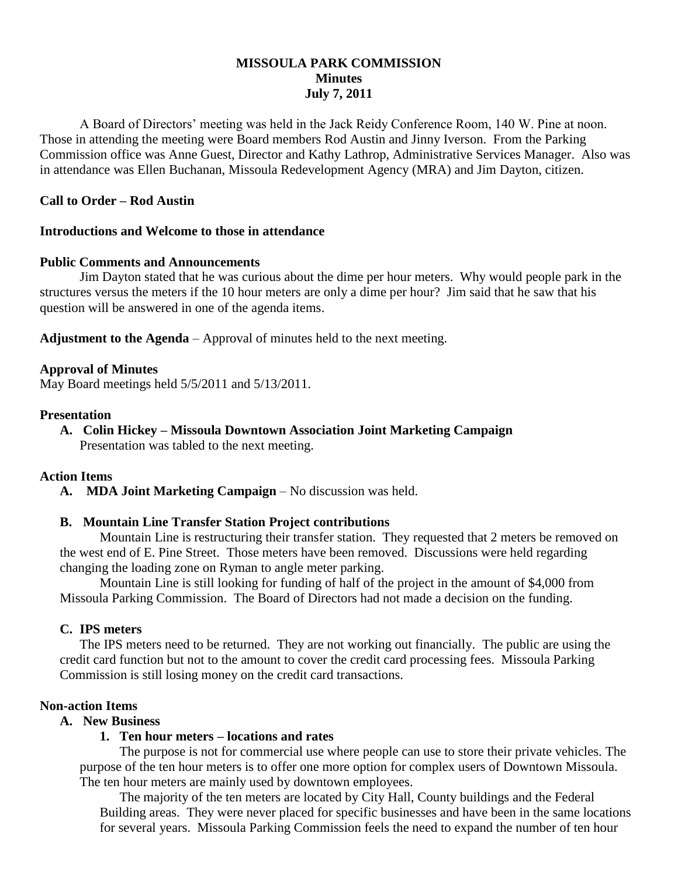# MISSOULA PARK COMMISSION
## Minutes
## July 7, 2011

A Board of Directors' meeting was held in the Jack Reidy Conference Room, 140 W. Pine at noon. Those in attending the meeting were Board members Rod Austin and Jinny Iverson. From the Parking Commission office was Anne Guest, Director and Kathy Lathrop, Administrative Services Manager. Also was in attendance was Ellen Buchanan, Missoula Redevelopment Agency (MRA) and Jim Dayton, citizen.

**Call to Order – Rod Austin**

**Introductions and Welcome to those in attendance**

**Public Comments and Announcements**

Jim Dayton stated that he was curious about the dime per hour meters. Why would people park in the structures versus the meters if the 10 hour meters are only a dime per hour? Jim said that he saw that his question will be answered in one of the agenda items.

**Adjustment to the Agenda** – Approval of minutes held to the next meeting.

**Approval of Minutes**

May Board meetings held 5/5/2011 and 5/13/2011.

**Presentation**

**A. Colin Hickey – Missoula Downtown Association Joint Marketing Campaign**

Presentation was tabled to the next meeting.

**Action Items**

**A. MDA Joint Marketing Campaign** – No discussion was held.

**B. Mountain Line Transfer Station Project contributions**

Mountain Line is restructuring their transfer station. They requested that 2 meters be removed on the west end of E. Pine Street. Those meters have been removed. Discussions were held regarding changing the loading zone on Ryman to angle meter parking.

Mountain Line is still looking for funding of half of the project in the amount of $4,000 from Missoula Parking Commission. The Board of Directors had not made a decision on the funding.

**C. IPS meters**

The IPS meters need to be returned. They are not working out financially. The public are using the credit card function but not to the amount to cover the credit card processing fees. Missoula Parking Commission is still losing money on the credit card transactions.

**Non-action Items**

**A. New Business**

**1. Ten hour meters – locations and rates**

The purpose is not for commercial use where people can use to store their private vehicles. The purpose of the ten hour meters is to offer one more option for complex users of Downtown Missoula. The ten hour meters are mainly used by downtown employees.

The majority of the ten meters are located by City Hall, County buildings and the Federal Building areas. They were never placed for specific businesses and have been in the same locations for several years. Missoula Parking Commission feels the need to expand the number of ten hour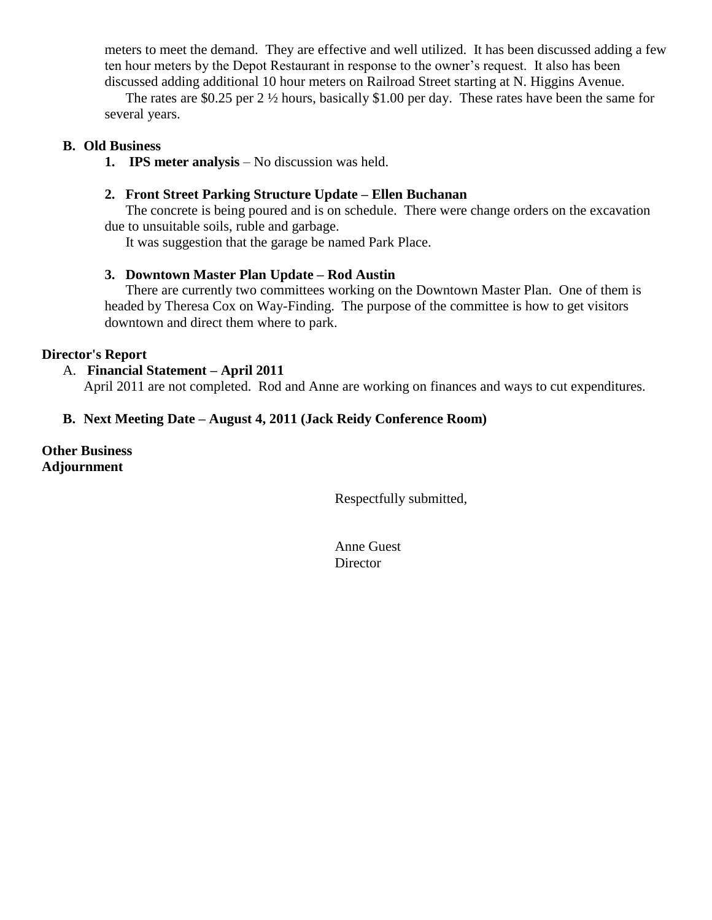meters to meet the demand. They are effective and well utilized. It has been discussed adding a few ten hour meters by the Depot Restaurant in response to the owner's request. It also has been discussed adding additional 10 hour meters on Railroad Street starting at N. Higgins Avenue.

The rates are $0.25 per 2 ½ hours, basically $1.00 per day. These rates have been the same for several years.

**B. Old Business**

1. **IPS meter analysis** – No discussion was held.

2. **Front Street Parking Structure Update – Ellen Buchanan**

   The concrete is being poured and is on schedule. There were change orders on the excavation due to unsuitable soils, ruble and garbage.

   It was suggestion that the garage be named Park Place.

3. **Downtown Master Plan Update – Rod Austin**

   There are currently two committees working on the Downtown Master Plan. One of them is headed by Theresa Cox on Way-Finding. The purpose of the committee is how to get visitors downtown and direct them where to park.

**Director's Report**

A. **Financial Statement – April 2011**

April 2011 are not completed. Rod and Anne are working on finances and ways to cut expenditures.

**B. Next Meeting Date – August 4, 2011 (Jack Reidy Conference Room)**

**Other Business**

**Adjournment**

Respectfully submitted,

Anne Guest
Director